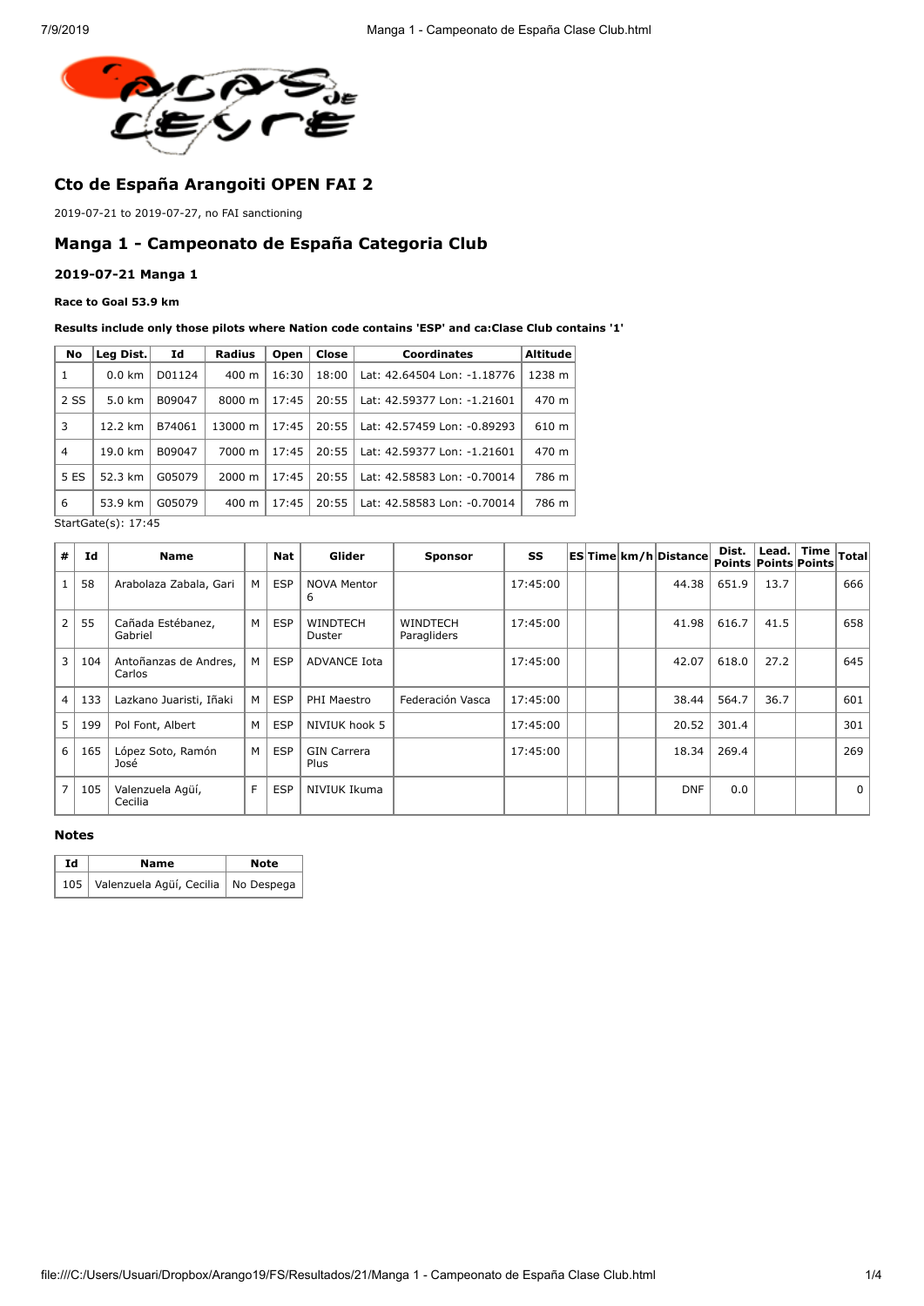## Cto de España Arangoiti OPEN FAI 2

2019-07-21 to 2019-07-27, no FAI sanctioning

## Manga 1 - Campeonato de España Categoria Club

### 2019-07-21 Manga 1

**Race to Goal 53.9 km**

**Results include only those pilots where Nation code contains 'ESP' and ca:Clase Club contains '1'**

| No | Leg Dist. | Id | Radius | Open | Close | Coordinates | Altitude |
|---|---|---|---|---|---|---|---|
| 1 | 0.0 km | D01124 | 400 m | 16:30 | 18:00 | Lat: 42.64504 Lon: -1.18776 | 1238 m |
| 2 SS | 5.0 km | B09047 | 8000 m | 17:45 | 20:55 | Lat: 42.59377 Lon: -1.21601 | 470 m |
| 3 | 12.2 km | B74061 | 13000 m | 17:45 | 20:55 | Lat: 42.57459 Lon: -0.89293 | 610 m |
| 4 | 19.0 km | B09047 | 7000 m | 17:45 | 20:55 | Lat: 42.59377 Lon: -1.21601 | 470 m |
| 5 ES | 52.3 km | G05079 | 2000 m | 17:45 | 20:55 | Lat: 42.58583 Lon: -0.70014 | 786 m |
| 6 | 53.9 km | G05079 | 400 m | 17:45 | 20:55 | Lat: 42.58583 Lon: -0.70014 | 786 m |

StartGate(s): 17:45

| # | Id | Name | | Nat | Glider | Sponsor | SS | ES | Time | km/h | Distance | Dist. Points | Lead. Points | Time Points | Total |
|---|---|---|---|---|---|---|---|---|---|---|---|---|---|---|---|
| 1 | 58 | Arabolaza Zabala, Gari | M | ESP | NOVA Mentor 6 | | 17:45:00 | | | | 44.38 | 651.9 | 13.7 | | 666 |
| 2 | 55 | Cañada Estébanez, Gabriel | M | ESP | WINDTECH Duster | WINDTECH Paragliders | 17:45:00 | | | | 41.98 | 616.7 | 41.5 | | 658 |
| 3 | 104 | Antoñanzas de Andres, Carlos | M | ESP | ADVANCE Iota | | 17:45:00 | | | | 42.07 | 618.0 | 27.2 | | 645 |
| 4 | 133 | Lazkano Juaristi, Iñaki | M | ESP | PHI Maestro | Federación Vasca | 17:45:00 | | | | 38.44 | 564.7 | 36.7 | | 601 |
| 5 | 199 | Pol Font, Albert | M | ESP | NIVIUK hook 5 | | 17:45:00 | | | | 20.52 | 301.4 | | | 301 |
| 6 | 165 | López Soto, Ramón José | M | ESP | GIN Carrera Plus | | 17:45:00 | | | | 18.34 | 269.4 | | | 269 |
| 7 | 105 | Valenzuela Agüí, Cecilia | F | ESP | NIVIUK Ikuma | | | | | | DNF | 0.0 | | | 0 |

#### Notes

| Id | Name | Note |
|---|---|---|
| 105 | Valenzuela Agüí, Cecilia | No Despega |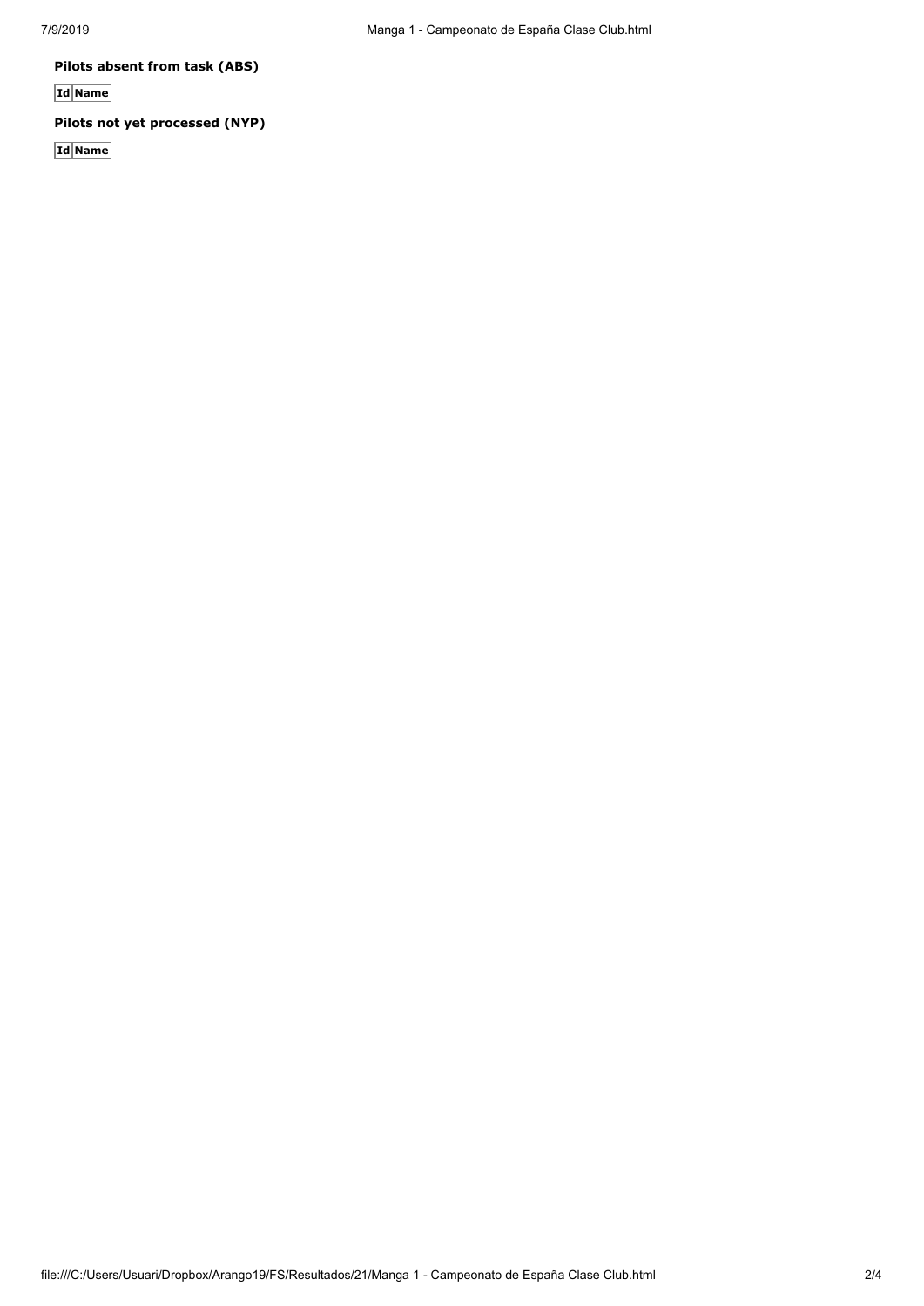**Pilots absent from task (ABS)**

| Id | Name |
| --- | --- |

**Pilots not yet processed (NYP)**

| Id | Name |
| --- | --- |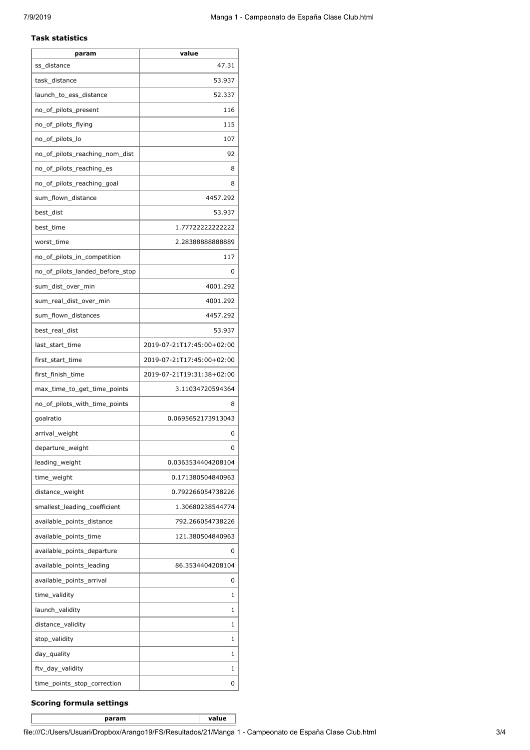### Task statistics

| param | value |
|---|---|
| ss_distance | 47.31 |
| task_distance | 53.937 |
| launch_to_ess_distance | 52.337 |
| no_of_pilots_present | 116 |
| no_of_pilots_flying | 115 |
| no_of_pilots_lo | 107 |
| no_of_pilots_reaching_nom_dist | 92 |
| no_of_pilots_reaching_es | 8 |
| no_of_pilots_reaching_goal | 8 |
| sum_flown_distance | 4457.292 |
| best_dist | 53.937 |
| best_time | 1.77722222222222 |
| worst_time | 2.28388888888889 |
| no_of_pilots_in_competition | 117 |
| no_of_pilots_landed_before_stop | 0 |
| sum_dist_over_min | 4001.292 |
| sum_real_dist_over_min | 4001.292 |
| sum_flown_distances | 4457.292 |
| best_real_dist | 53.937 |
| last_start_time | 2019-07-21T17:45:00+02:00 |
| first_start_time | 2019-07-21T17:45:00+02:00 |
| first_finish_time | 2019-07-21T19:31:38+02:00 |
| max_time_to_get_time_points | 3.11034720594364 |
| no_of_pilots_with_time_points | 8 |
| goalratio | 0.0695652173913043 |
| arrival_weight | 0 |
| departure_weight | 0 |
| leading_weight | 0.0363534404208104 |
| time_weight | 0.171380504840963 |
| distance_weight | 0.792266054738226 |
| smallest_leading_coefficient | 1.30680238544774 |
| available_points_distance | 792.266054738226 |
| available_points_time | 121.380504840963 |
| available_points_departure | 0 |
| available_points_leading | 86.3534404208104 |
| available_points_arrival | 0 |
| time_validity | 1 |
| launch_validity | 1 |
| distance_validity | 1 |
| stop_validity | 1 |
| day_quality | 1 |
| ftv_day_validity | 1 |
| time_points_stop_correction | 0 |

### Scoring formula settings

| param | value |
|---|---|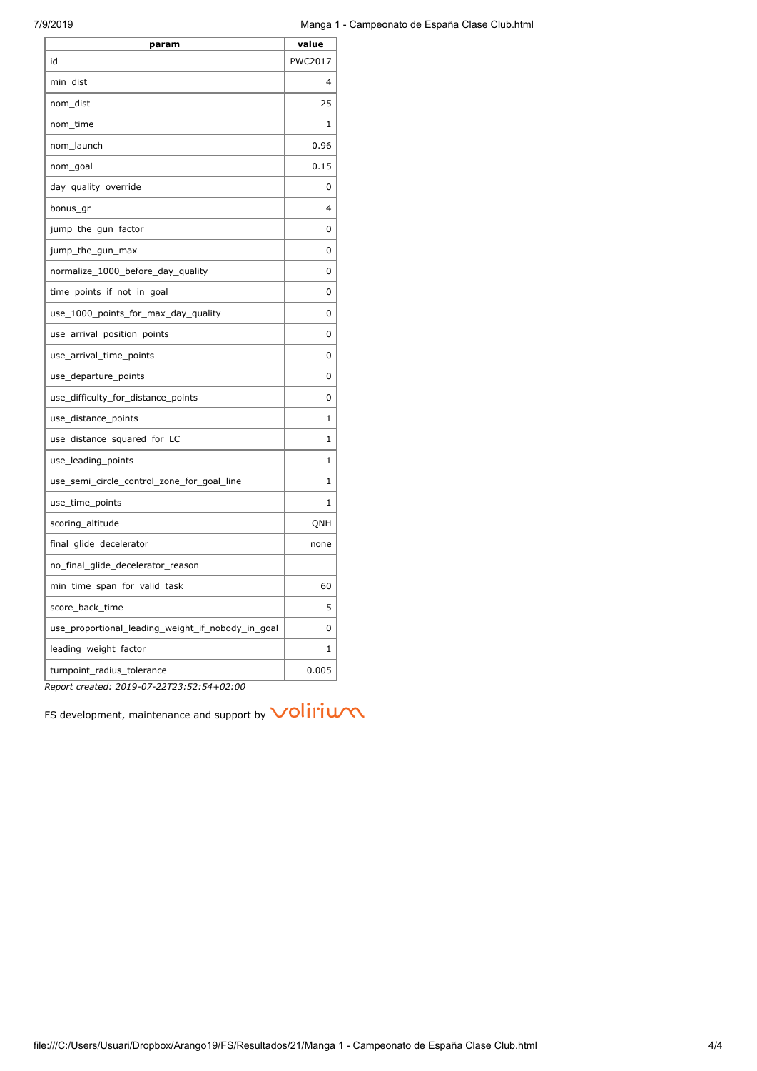| param | value |
| --- | --- |
| id | PWC2017 |
| min_dist | 4 |
| nom_dist | 25 |
| nom_time | 1 |
| nom_launch | 0.96 |
| nom_goal | 0.15 |
| day_quality_override | 0 |
| bonus_gr | 4 |
| jump_the_gun_factor | 0 |
| jump_the_gun_max | 0 |
| normalize_1000_before_day_quality | 0 |
| time_points_if_not_in_goal | 0 |
| use_1000_points_for_max_day_quality | 0 |
| use_arrival_position_points | 0 |
| use_arrival_time_points | 0 |
| use_departure_points | 0 |
| use_difficulty_for_distance_points | 0 |
| use_distance_points | 1 |
| use_distance_squared_for_LC | 1 |
| use_leading_points | 1 |
| use_semi_circle_control_zone_for_goal_line | 1 |
| use_time_points | 1 |
| scoring_altitude | QNH |
| final_glide_decelerator | none |
| no_final_glide_decelerator_reason | |
| min_time_span_for_valid_task | 60 |
| score_back_time | 5 |
| use_proportional_leading_weight_if_nobody_in_goal | 0 |
| leading_weight_factor | 1 |
| turnpoint_radius_tolerance | 0.005 |

*Report created: 2019-07-22T23:52:54+02:00*

FS development, maintenance and support by volirium